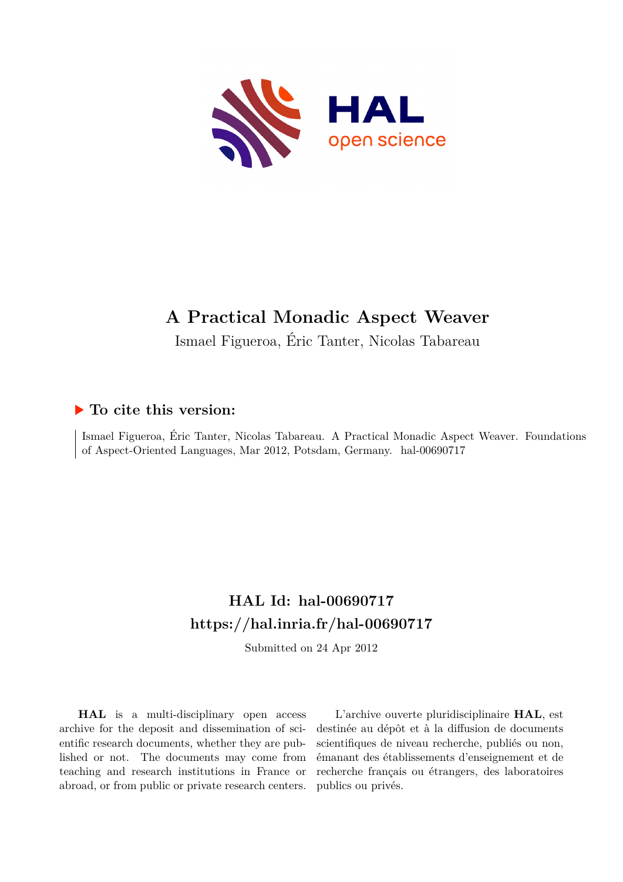# A Practical Monadic Aspect Weaver

Ismael Figueroa, Éric Tanter, Nicolas Tabareau

## ▶ To cite this version:

Ismael Figueroa, Éric Tanter, Nicolas Tabareau. A Practical Monadic Aspect Weaver. Foundations of Aspect-Oriented Languages, Mar 2012, Potsdam, Germany. hal-00690717

## HAL Id: hal-00690717
## https://hal.inria.fr/hal-00690717

Submitted on 24 Apr 2012

**HAL** is a multi-disciplinary open access archive for the deposit and dissemination of scientific research documents, whether they are published or not. The documents may come from teaching and research institutions in France or abroad, or from public or private research centers.

L'archive ouverte pluridisciplinaire **HAL**, est destinée au dépôt et à la diffusion de documents scientifiques de niveau recherche, publiés ou non, émanant des établissements d'enseignement et de recherche français ou étrangers, des laboratoires publics ou privés.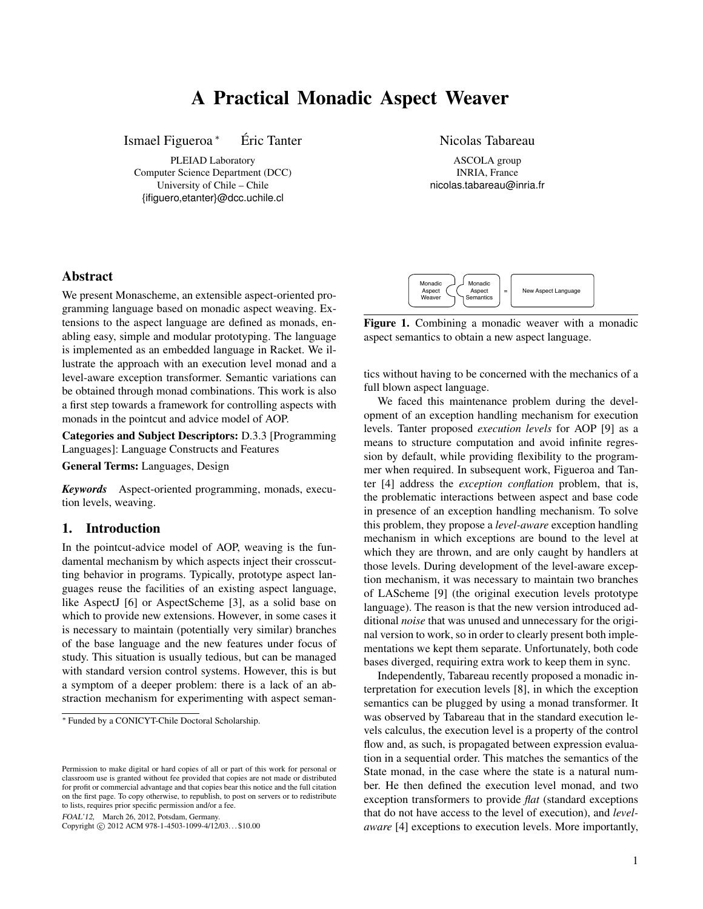# A Practical Monadic Aspect Weaver

Ismael Figueroa [*] Éric Tanter

PLEIAD Laboratory
Computer Science Department (DCC)
University of Chile – Chile
{ifiguero,etanter}@dcc.uchile.cl

Nicolas Tabareau

ASCOLA group
INRIA, France
nicolas.tabareau@inria.fr

## Abstract

We present Monascheme, an extensible aspect-oriented programming language based on monadic aspect weaving. Extensions to the aspect language are defined as monads, enabling easy, simple and modular prototyping. The language is implemented as an embedded language in Racket. We illustrate the approach with an execution level monad and a level-aware exception transformer. Semantic variations can be obtained through monad combinations. This work is also a first step towards a framework for controlling aspects with monads in the pointcut and advice model of AOP.

**Categories and Subject Descriptors:** D.3.3 [Programming Languages]: Language Constructs and Features

**General Terms:** Languages, Design

***Keywords*** Aspect-oriented programming, monads, execution levels, weaving.

## 1. Introduction

In the pointcut-advice model of AOP, weaving is the fundamental mechanism by which aspects inject their crosscutting behavior in programs. Typically, prototype aspect languages reuse the facilities of an existing aspect language, like AspectJ [6] or AspectScheme [3], as a solid base on which to provide new extensions. However, in some cases it is necessary to maintain (potentially very similar) branches of the base language and the new features under focus of study. This situation is usually tedious, but can be managed with standard version control systems. However, this is but a symptom of a deeper problem: there is a lack of an abstraction mechanism for experimenting with aspect semantics without having to be concerned with the mechanics of a full blown aspect language.

Monadic Aspect Weaver + Monadic Aspect Semantics = New Aspect Language

**Figure 1.** Combining a monadic weaver with a monadic aspect semantics to obtain a new aspect language.

We faced this maintenance problem during the development of an exception handling mechanism for execution levels. Tanter proposed *execution levels* for AOP [9] as a means to structure computation and avoid infinite regression by default, while providing flexibility to the programmer when required. In subsequent work, Figueroa and Tanter [4] address the *exception conflation* problem, that is, the problematic interactions between aspect and base code in presence of an exception handling mechanism. To solve this problem, they propose a *level-aware* exception handling mechanism in which exceptions are bound to the level at which they are thrown, and are only caught by handlers at those levels. During development of the level-aware exception mechanism, it was necessary to maintain two branches of LAScheme [9] (the original execution levels prototype language). The reason is that the new version introduced additional *noise* that was unused and unnecessary for the original version to work, so in order to clearly present both implementations we kept them separate. Unfortunately, both code bases diverged, requiring extra work to keep them in sync.

Independently, Tabareau recently proposed a monadic interpretation for execution levels [8], in which the exception semantics can be plugged by using a monad transformer. It was observed by Tabareau that in the standard execution levels calculus, the execution level is a property of the control flow and, as such, is propagated between expression evaluation in a sequential order. This matches the semantics of the State monad, in the case where the state is a natural number. He then defined the execution level monad, and two exception transformers to provide *flat* (standard exceptions that do not have access to the level of execution), and *level-aware* [4] exceptions to execution levels. More importantly,

[*] Funded by a CONICYT-Chile Doctoral Scholarship.

Permission to make digital or hard copies of all or part of this work for personal or classroom use is granted without fee provided that copies are not made or distributed for profit or commercial advantage and that copies bear this notice and the full citation on the first page. To copy otherwise, to republish, to post on servers or to redistribute to lists, requires prior specific permission and/or a fee.
FOAL'12, March 26, 2012, Potsdam, Germany.
Copyright © 2012 ACM 978-1-4503-1099-4/12/03... $10.00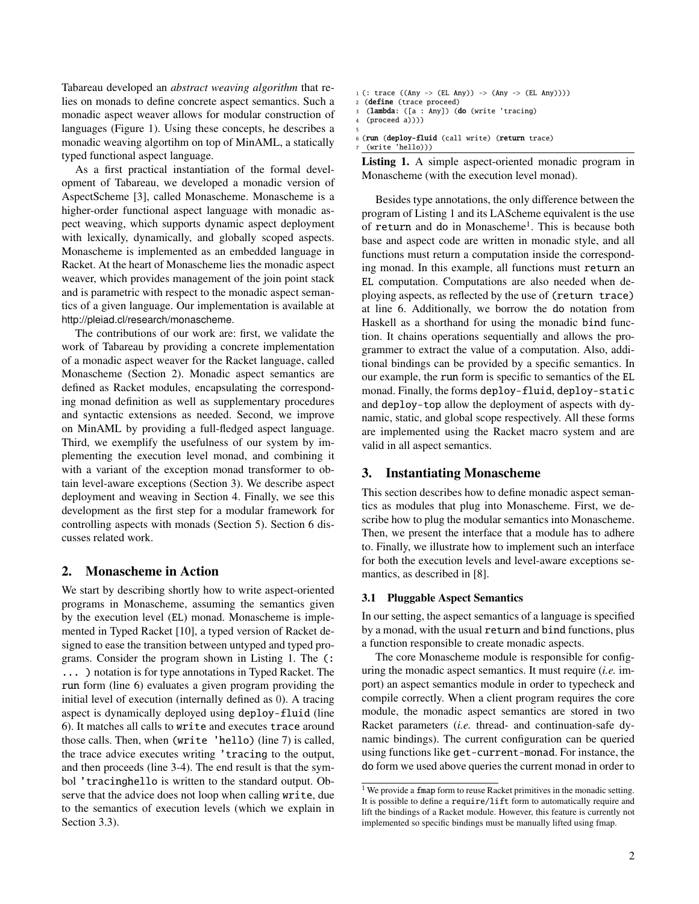Tabareau developed an *abstract weaving algorithm* that relies on monads to define concrete aspect semantics. Such a monadic aspect weaver allows for modular construction of languages (Figure 1). Using these concepts, he describes a monadic weaving algortihm on top of MinAML, a statically typed functional aspect language.

As a first practical instantiation of the formal development of Tabareau, we developed a monadic version of AspectScheme [3], called Monascheme. Monascheme is a higher-order functional aspect language with monadic aspect weaving, which supports dynamic aspect deployment with lexically, dynamically, and globally scoped aspects. Monascheme is implemented as an embedded language in Racket. At the heart of Monascheme lies the monadic aspect weaver, which provides management of the join point stack and is parametric with respect to the monadic aspect semantics of a given language. Our implementation is available at http://pleiad.cl/research/monascheme.

The contributions of our work are: first, we validate the work of Tabareau by providing a concrete implementation of a monadic aspect weaver for the Racket language, called Monascheme (Section 2). Monadic aspect semantics are defined as Racket modules, encapsulating the corresponding monad definition as well as supplementary procedures and syntactic extensions as needed. Second, we improve on MinAML by providing a full-fledged aspect language. Third, we exemplify the usefulness of our system by implementing the execution level monad, and combining it with a variant of the exception monad transformer to obtain level-aware exceptions (Section 3). We describe aspect deployment and weaving in Section 4. Finally, we see this development as the first step for a modular framework for controlling aspects with monads (Section 5). Section 6 discusses related work.

## 2. Monascheme in Action

We start by describing shortly how to write aspect-oriented programs in Monascheme, assuming the semantics given by the execution level (EL) monad. Monascheme is implemented in Typed Racket [10], a typed version of Racket designed to ease the transition between untyped and typed programs. Consider the program shown in Listing 1. The `(: ... )` notation is for type annotations in Typed Racket. The `run` form (line 6) evaluates a given program providing the initial level of execution (internally defined as 0). A tracing aspect is dynamically deployed using `deploy-fluid` (line 6). It matches all calls to `write` and executes `trace` around those calls. Then, when `(write 'hello)` (line 7) is called, the trace advice executes writing `'tracing` to the output, and then proceeds (line 3-4). The end result is that the symbol `'tracinghello` is written to the standard output. Observe that the advice does not loop when calling `write`, due to the semantics of execution levels (which we explain in Section 3.3).

```
1 (: trace ((Any -> (EL Any)) -> (Any -> (EL Any))))
2 (define (trace proceed)
3  (lambda: ([a : Any]) (do (write 'tracing)
4  (proceed a))))
5
6 (run (deploy-fluid (call write) (return trace)
7  (write 'hello)))
```

**Listing 1.** A simple aspect-oriented monadic program in Monascheme (with the execution level monad).

Besides type annotations, the only difference between the program of Listing 1 and its LAScheme equivalent is the use of `return` and `do` in Monascheme[1]. This is because both base and aspect code are written in monadic style, and all functions must return a computation inside the corresponding monad. In this example, all functions must `return` an `EL` computation. Computations are also needed when deploying aspects, as reflected by the use of `(return trace)` at line 6. Additionally, we borrow the `do` notation from Haskell as a shorthand for using the monadic `bind` function. It chains operations sequentially and allows the programmer to extract the value of a computation. Also, additional bindings can be provided by a specific semantics. In our example, the `run` form is specific to semantics of the `EL` monad. Finally, the forms `deploy-fluid`, `deploy-static` and `deploy-top` allow the deployment of aspects with dynamic, static, and global scope respectively. All these forms are implemented using the Racket macro system and are valid in all aspect semantics.

## 3. Instantiating Monascheme

This section describes how to define monadic aspect semantics as modules that plug into Monascheme. First, we describe how to plug the modular semantics into Monascheme. Then, we present the interface that a module has to adhere to. Finally, we illustrate how to implement such an interface for both the execution levels and level-aware exceptions semantics, as described in [8].

### 3.1 Pluggable Aspect Semantics

In our setting, the aspect semantics of a language is specified by a monad, with the usual `return` and `bind` functions, plus a function responsible to create monadic aspects.

The core Monascheme module is responsible for configuring the monadic aspect semantics. It must require (*i.e.* import) an aspect semantics module in order to typecheck and compile correctly. When a client program requires the core module, the monadic aspect semantics are stored in two Racket parameters (*i.e.* thread- and continuation-safe dynamic bindings). The current configuration can be queried using functions like `get-current-monad`. For instance, the `do` form we used above queries the current monad in order to

[1] We provide a `fmap` form to reuse Racket primitives in the monadic setting. It is possible to define a `require/lift` form to automatically require and lift the bindings of a Racket module. However, this feature is currently not implemented so specific bindings must be manually lifted using fmap.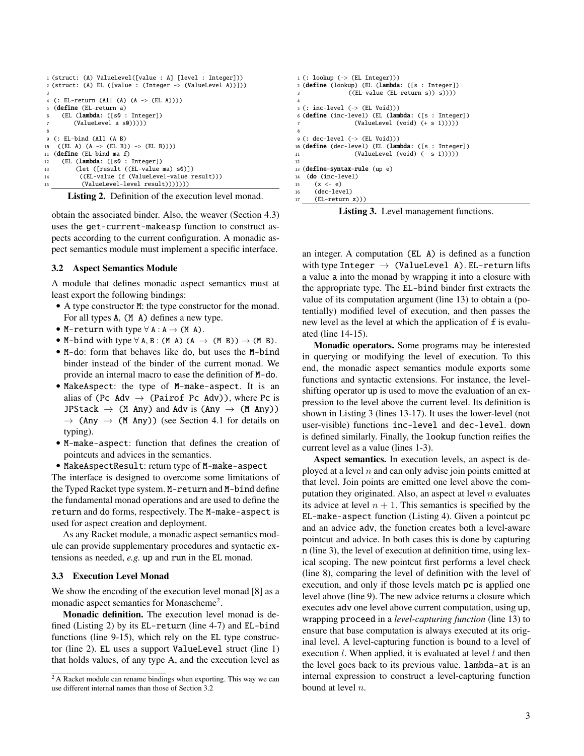```
1 (struct: (A) ValueLevel([value : A] [level : Integer]))
2 (struct: (A) EL ([value : (Integer -> (ValueLevel A))]))
3
4 (: EL-return (All (A) (A -> (EL A))))
5 (define (EL-return a)
6   (EL (lambda: ([s0 : Integer])
7       (ValueLevel a s0)))))
8
9 (: EL-bind (All (A B)
10  ((EL A) (A -> (EL B)) -> (EL B))))
11 (define (EL-bind ma f)
12   (EL (lambda: ([s0 : Integer])
13       (let ([result ((EL-value ma) s0)])
14         ((EL-value (f (ValueLevel-value result)))
15          (ValueLevel-level result)))))))
```

**Listing 2.** Definition of the execution level monad.

obtain the associated binder. Also, the weaver (Section 4.3) uses the `get-current-makeasp` function to construct aspects according to the current configuration. A monadic aspect semantics module must implement a specific interface.

### 3.2 Aspect Semantics Module

A module that defines monadic aspect semantics must at least export the following bindings:

- A type constructor `M`: the type constructor for the monad. For all types `A`, `(M A)` defines a new type.
- `M-return` with type $\forall$ `A` : `A` $\rightarrow$ `(M A)`.
- `M-bind` with type $\forall$ `A, B` : `(M A)` `(A` $\rightarrow$ `(M B))` $\rightarrow$ `(M B)`.
- `M-do`: form that behaves like `do`, but uses the `M-bind` binder instead of the binder of the current monad. We provide an internal macro to ease the definition of `M-do`.
- `MakeAspect`: the type of `M-make-aspect`. It is an alias of `(Pc Adv` $\rightarrow$ `(Pairof Pc Adv))`, where `Pc` is `JPStack` $\rightarrow$ `(M Any)` and `Adv` is `(Any` $\rightarrow$ `(M Any))` $\rightarrow$ `(Any` $\rightarrow$ `(M Any))` (see Section 4.1 for details on typing).
- `M-make-aspect`: function that defines the creation of pointcuts and advices in the semantics.
- `MakeAspectResult`: return type of `M-make-aspect`

The interface is designed to overcome some limitations of the Typed Racket type system. `M-return` and `M-bind` define the fundamental monad operations and are used to define the `return` and `do` forms, respectively. The `M-make-aspect` is used for aspect creation and deployment.

As any Racket module, a monadic aspect semantics module can provide supplementary procedures and syntactic extensions as needed, *e.g.* `up` and `run` in the `EL` monad.

### 3.3 Execution Level Monad

We show the encoding of the execution level monad [8] as a monadic aspect semantics for Monascheme[2].

**Monadic definition.** The execution level monad is defined (Listing 2) by its `EL-return` (line 4-7) and `EL-bind` functions (line 9-15), which rely on the `EL` type constructor (line 2). `EL` uses a support `ValueLevel` struct (line 1) that holds values, of any type A, and the execution level as an integer. A computation `(EL A)` is defined as a function with type `Integer` $\rightarrow$ `(ValueLevel A)`. `EL-return` lifts a value `a` into the monad by wrapping it into a closure with the appropriate type. The `EL-bind` binder first extracts the value of its computation argument (line 13) to obtain a (potentially) modified level of execution, and then passes the new level as the level at which the application of `f` is evaluated (line 14-15).

[2] A Racket module can rename bindings when exporting. This way we can use different internal names than those of Section 3.2

```
1 (: lookup (-> (EL Integer)))
2 (define (lookup) (EL (lambda: ([s : Integer])
3              ((EL-value (EL-return s)) s))))
4
5 (: inc-level (-> (EL Void)))
6 (define (inc-level) (EL (lambda: ([s : Integer])
7                 (ValueLevel (void) (+ s 1)))))
8
9 (: dec-level (-> (EL Void)))
10 (define (dec-level) (EL (lambda: ([s : Integer])
11                 (ValueLevel (void) (- s 1)))))
12
13 (define-syntax-rule (up e)
14  (do (inc-level)
15    (x <- e)
16    (dec-level)
17    (EL-return x)))
```

**Listing 3.** Level management functions.

**Monadic operators.** Some programs may be interested in querying or modifying the level of execution. To this end, the monadic aspect semantics module exports some functions and syntactic extensions. For instance, the level-shifting operator `up` is used to move the evaluation of an expression to the level above the current level. Its definition is shown in Listing 3 (lines 13-17). It uses the lower-level (not user-visible) functions `inc-level` and `dec-level`. `down` is defined similarly. Finally, the `lookup` function reifies the current level as a value (lines 1-3).

**Aspect semantics.** In execution levels, an aspect is deployed at a level $n$ and can only advise join points emitted at that level. Join points are emitted one level above the computation they originated. Also, an aspect at level $n$ evaluates its advice at level $n + 1$. This semantics is specified by the `EL-make-aspect` function (Listing 4). Given a pointcut `pc` and an advice `adv`, the function creates both a level-aware pointcut and advice. In both cases this is done by capturing `n` (line 3), the level of execution at definition time, using lexical scoping. The new pointcut first performs a level check (line 8), comparing the level of definition with the level of execution, and only if those levels match `pc` is applied one level above (line 9). The new advice returns a closure which executes `adv` one level above current computation, using `up`, wrapping `proceed` in a *level-capturing function* (line 13) to ensure that base computation is always executed at its original level. A level-capturing function is bound to a level of execution $l$. When applied, it is evaluated at level $l$ and then the level goes back to its previous value. `lambda-at` is an internal expression to construct a level-capturing function bound at level $n$.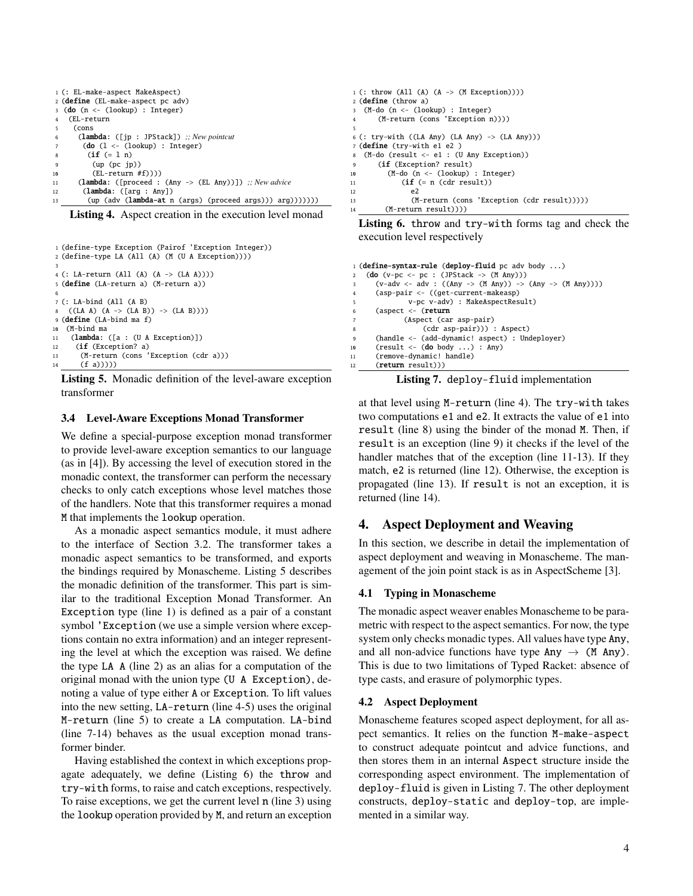```
(: EL-make-aspect MakeAspect)
(define (EL-make-aspect pc adv)
 (do (n <- (lookup) : Integer)
  (EL-return
   (cons
    (lambda: ([jp : JPStack]) ;; New pointcut
     (do (l <- (lookup) : Integer)
      (if (= l n)
       (up (pc jp))
       (EL-return #f))))
    (lambda: ([proceed : (Any -> (EL Any))]) ;; New advice
     (lambda: ([arg : Any])
      (up (adv (lambda-at n (args) (proceed args))) arg)))))))
```

**Listing 4.** Aspect creation in the execution level monad

```
(define-type Exception (Pairof 'Exception Integer))
(define-type LA (All (A) (M (U A Exception))))

(: LA-return (All (A) (A -> (LA A))))
(define (LA-return a) (M-return a))

(: LA-bind (All (A B)
  ((LA A) (A -> (LA B)) -> (LA B))))
(define (LA-bind ma f)
 (M-bind ma
  (lambda: ([a : (U A Exception)])
   (if (Exception? a)
    (M-return (cons 'Exception (cdr a)))
    (f a)))))
```

**Listing 5.** Monadic definition of the level-aware exception transformer

### 3.4 Level-Aware Exceptions Monad Transformer

We define a special-purpose exception monad transformer to provide level-aware exception semantics to our language (as in [4]). By accessing the level of execution stored in the monadic context, the transformer can perform the necessary checks to only catch exceptions whose level matches those of the handlers. Note that this transformer requires a monad M that implements the lookup operation.

As a monadic aspect semantics module, it must adhere to the interface of Section 3.2. The transformer takes a monadic aspect semantics to be transformed, and exports the bindings required by Monascheme. Listing 5 describes the monadic definition of the transformer. This part is similar to the traditional Exception Monad Transformer. An Exception type (line 1) is defined as a pair of a constant symbol 'Exception (we use a simple version where exceptions contain no extra information) and an integer representing the level at which the exception was raised. We define the type LA A (line 2) as an alias for a computation of the original monad with the union type (U A Exception), denoting a value of type either A or Exception. To lift values into the new setting, LA-return (line 4-5) uses the original M-return (line 5) to create a LA computation. LA-bind (line 7-14) behaves as the usual exception monad transformer binder.

Having established the context in which exceptions propagate adequately, we define (Listing 6) the throw and try-with forms, to raise and catch exceptions, respectively. To raise exceptions, we get the current level n (line 3) using the lookup operation provided by M, and return an exception at that level using M-return (line 4). The try-with takes two computations e1 and e2. It extracts the value of e1 into result (line 8) using the binder of the monad M. Then, if result is an exception (line 9) it checks if the level of the handler matches that of the exception (line 11-13). If they match, e2 is returned (line 12). Otherwise, the exception is propagated (line 13). If result is not an exception, it is returned (line 14).

```
(: throw (All (A) (A -> (M Exception))))
(define (throw a)
 (M-do (n <- (lookup) : Integer)
    (M-return (cons 'Exception n))))

(: try-with ((LA Any) (LA Any) -> (LA Any)))
(define (try-with e1 e2 )
 (M-do (result <- e1 : (U Any Exception))
    (if (Exception? result)
      (M-do (n <- (lookup) : Integer)
         (if (= n (cdr result))
           e2
           (M-return (cons 'Exception (cdr result)))))
      (M-return result))))
```

**Listing 6.** throw and try-with forms tag and check the execution level respectively

```
(define-syntax-rule (deploy-fluid pc adv body ...)
 (do (v-pc <- pc : (JPStack -> (M Any)))
   (v-adv <- adv : ((Any -> (M Any)) -> (Any -> (M Any))))
   (asp-pair <- ((get-current-makeasp)
          v-pc v-adv) : MakeAspectResult)
   (aspect <- (return
         (Aspect (car asp-pair)
              (cdr asp-pair))) : Aspect)
   (handle <- (add-dynamic! aspect) : Undeployer)
   (result <- (do body ...) : Any)
   (remove-dynamic! handle)
   (return result)))
```

**Listing 7.** deploy-fluid implementation

## 4. Aspect Deployment and Weaving

In this section, we describe in detail the implementation of aspect deployment and weaving in Monascheme. The management of the join point stack is as in AspectScheme [3].

### 4.1 Typing in Monascheme

The monadic aspect weaver enables Monascheme to be parametric with respect to the aspect semantics. For now, the type system only checks monadic types. All values have type Any, and all non-advice functions have type Any $\rightarrow$ (M Any). This is due to two limitations of Typed Racket: absence of type casts, and erasure of polymorphic types.

### 4.2 Aspect Deployment

Monascheme features scoped aspect deployment, for all aspect semantics. It relies on the function M-make-aspect to construct adequate pointcut and advice functions, and then stores them in an internal Aspect structure inside the corresponding aspect environment. The implementation of deploy-fluid is given in Listing 7. The other deployment constructs, deploy-static and deploy-top, are implemented in a similar way.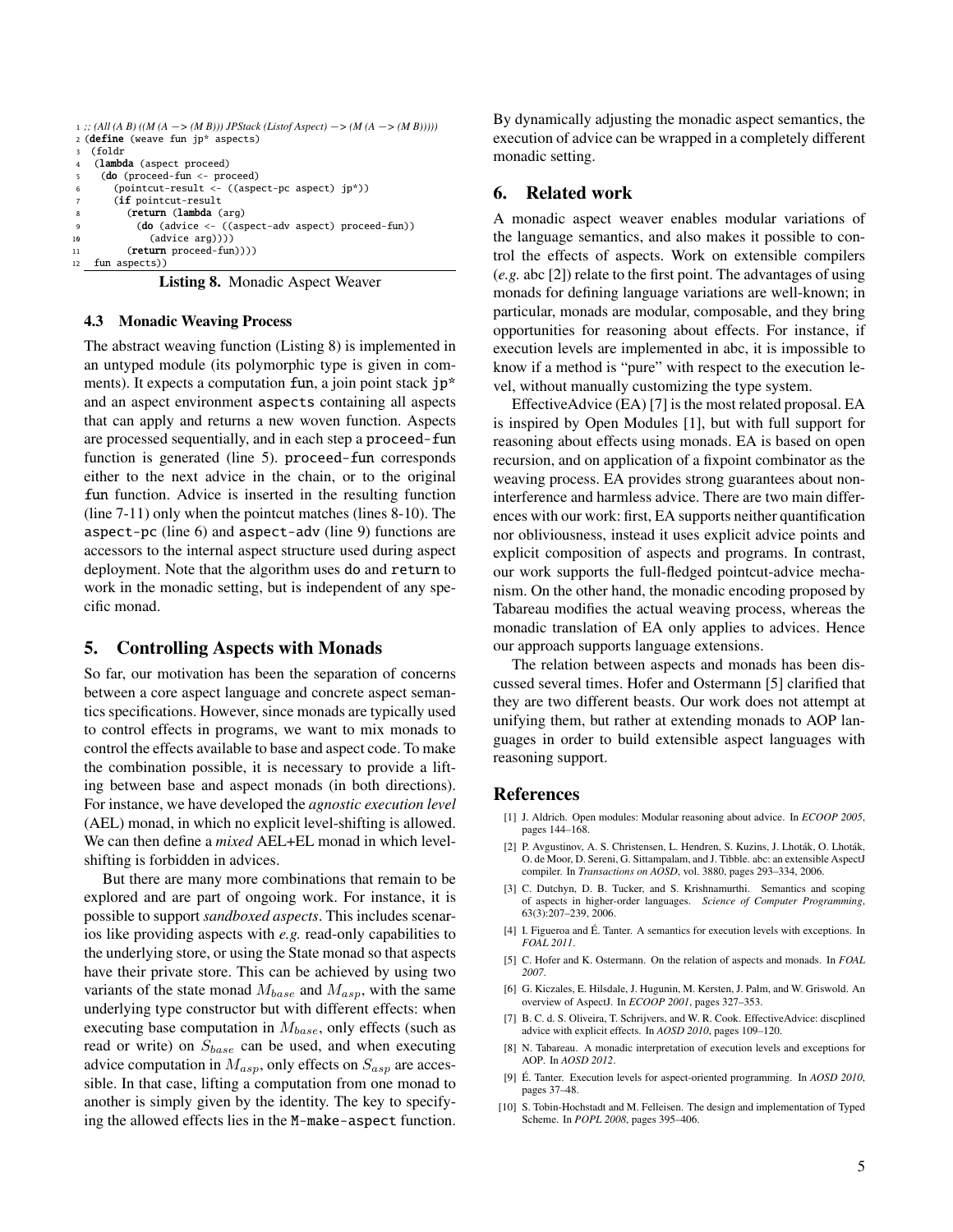```
1 ;; (All (A B) ((M (A -> (M B))) JPStack (Listof Aspect) -> (M (A -> (M B)))))
2 (define (weave fun jp* aspects)
3  (foldr
4   (lambda (aspect proceed)
5    (do (proceed-fun <- proceed)
6       (pointcut-result <- ((aspect-pc aspect) jp*))
7       (if pointcut-result
8         (return (lambda (arg)
9           (do (advice <- ((aspect-adv aspect) proceed-fun))
10             (advice arg))))
11         (return proceed-fun))))
12  fun aspects))
```

**Listing 8.** Monadic Aspect Weaver

### 4.3 Monadic Weaving Process

The abstract weaving function (Listing 8) is implemented in an untyped module (its polymorphic type is given in comments). It expects a computation `fun`, a join point stack `jp*` and an aspect environment `aspects` containing all aspects that can apply and returns a new woven function. Aspects are processed sequentially, and in each step a `proceed-fun` function is generated (line 5). `proceed-fun` corresponds either to the next advice in the chain, or to the original `fun` function. Advice is inserted in the resulting function (line 7-11) only when the pointcut matches (lines 8-10). The `aspect-pc` (line 6) and `aspect-adv` (line 9) functions are accessors to the internal aspect structure used during aspect deployment. Note that the algorithm uses `do` and `return` to work in the monadic setting, but is independent of any specific monad.

## 5. Controlling Aspects with Monads

So far, our motivation has been the separation of concerns between a core aspect language and concrete aspect semantics specifications. However, since monads are typically used to control effects in programs, we want to mix monads to control the effects available to base and aspect code. To make the combination possible, it is necessary to provide a lifting between base and aspect monads (in both directions). For instance, we have developed the *agnostic execution level* (AEL) monad, in which no explicit level-shifting is allowed. We can then define a *mixed* AEL+EL monad in which level-shifting is forbidden in advices.

But there are many more combinations that remain to be explored and are part of ongoing work. For instance, it is possible to support *sandboxed aspects*. This includes scenarios like providing aspects with *e.g.* read-only capabilities to the underlying store, or using the State monad so that aspects have their private store. This can be achieved by using two variants of the state monad $M_{base}$ and $M_{asp}$, with the same underlying type constructor but with different effects: when executing base computation in $M_{base}$, only effects (such as read or write) on $S_{base}$ can be used, and when executing advice computation in $M_{asp}$, only effects on $S_{asp}$ are accessible. In that case, lifting a computation from one monad to another is simply given by the identity. The key to specifying the allowed effects lies in the `M-make-aspect` function. By dynamically adjusting the monadic aspect semantics, the execution of advice can be wrapped in a completely different monadic setting.

## 6. Related work

A monadic aspect weaver enables modular variations of the language semantics, and also makes it possible to control the effects of aspects. Work on extensible compilers (*e.g.* abc [2]) relate to the first point. The advantages of using monads for defining language variations are well-known; in particular, monads are modular, composable, and they bring opportunities for reasoning about effects. For instance, if execution levels are implemented in abc, it is impossible to know if a method is "pure" with respect to the execution level, without manually customizing the type system.

EffectiveAdvice (EA) [7] is the most related proposal. EA is inspired by Open Modules [1], but with full support for reasoning about effects using monads. EA is based on open recursion, and on application of a fixpoint combinator as the weaving process. EA provides strong guarantees about non-interference and harmless advice. There are two main differences with our work: first, EA supports neither quantification nor obliviousness, instead it uses explicit advice points and explicit composition of aspects and programs. In contrast, our work supports the full-fledged pointcut-advice mechanism. On the other hand, the monadic encoding proposed by Tabareau modifies the actual weaving process, whereas the monadic translation of EA only applies to advices. Hence our approach supports language extensions.

The relation between aspects and monads has been discussed several times. Hofer and Ostermann [5] clarified that they are two different beasts. Our work does not attempt at unifying them, but rather at extending monads to AOP languages in order to build extensible aspect languages with reasoning support.

## References

[1] J. Aldrich. Open modules: Modular reasoning about advice. In *ECOOP 2005*, pages 144–168.

[2] P. Avgustinov, A. S. Christensen, L. Hendren, S. Kuzins, J. Lhoták, O. Lhoták, O. de Moor, D. Sereni, G. Sittampalam, and J. Tibble. abc: an extensible AspectJ compiler. In *Transactions on AOSD*, vol. 3880, pages 293–334, 2006.

[3] C. Dutchyn, D. B. Tucker, and S. Krishnamurthi. Semantics and scoping of aspects in higher-order languages. *Science of Computer Programming*, 63(3):207–239, 2006.

[4] I. Figueroa and É. Tanter. A semantics for execution levels with exceptions. In *FOAL 2011*.

[5] C. Hofer and K. Ostermann. On the relation of aspects and monads. In *FOAL 2007*.

[6] G. Kiczales, E. Hilsdale, J. Hugunin, M. Kersten, J. Palm, and W. Griswold. An overview of AspectJ. In *ECOOP 2001*, pages 327–353.

[7] B. C. d. S. Oliveira, T. Schrijvers, and W. R. Cook. EffectiveAdvice: discplined advice with explicit effects. In *AOSD 2010*, pages 109–120.

[8] N. Tabareau. A monadic interpretation of execution levels and exceptions for AOP. In *AOSD 2012*.

[9] É. Tanter. Execution levels for aspect-oriented programming. In *AOSD 2010*, pages 37–48.

[10] S. Tobin-Hochstadt and M. Felleisen. The design and implementation of Typed Scheme. In *POPL 2008*, pages 395–406.